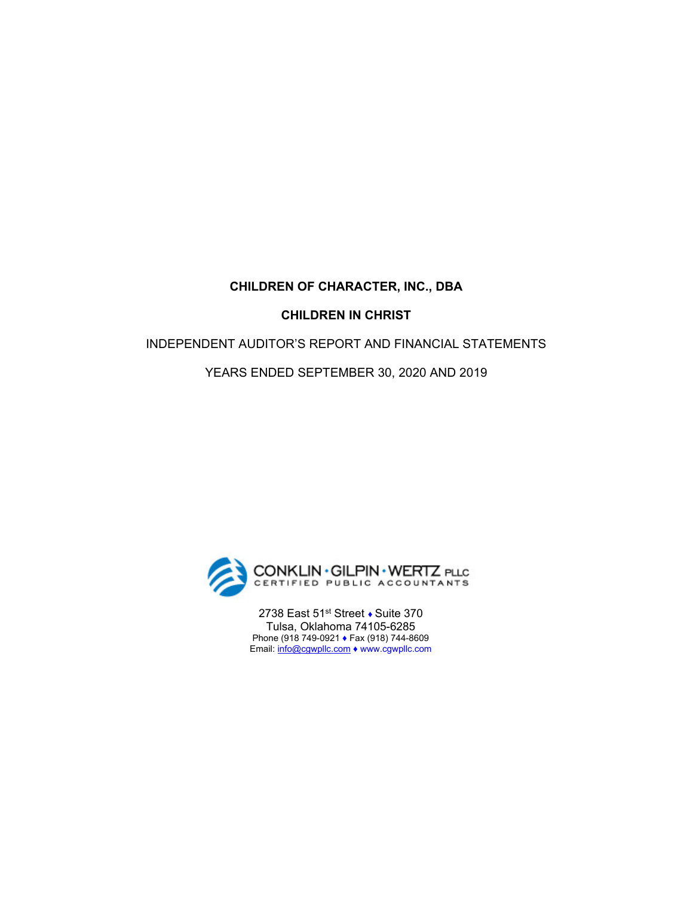**CHILDREN OF CHARACTER, INC., DBA**

**CHILDREN IN CHRIST**

INDEPENDENT AUDITOR'S REPORT AND FINANCIAL STATEMENTS

YEARS ENDED SEPTEMBER 30, 2020 AND 2019

CONKLIN • GILPIN • WERTZ PLLC
CERTIFIED PUBLIC ACCOUNTANTS

2738 East 51st Street ♦ Suite 370
Tulsa, Oklahoma 74105-6285
Phone (918 749-0921 ♦ Fax (918) 744-8609
Email: info@cgwpllc.com ♦ www.cgwpllc.com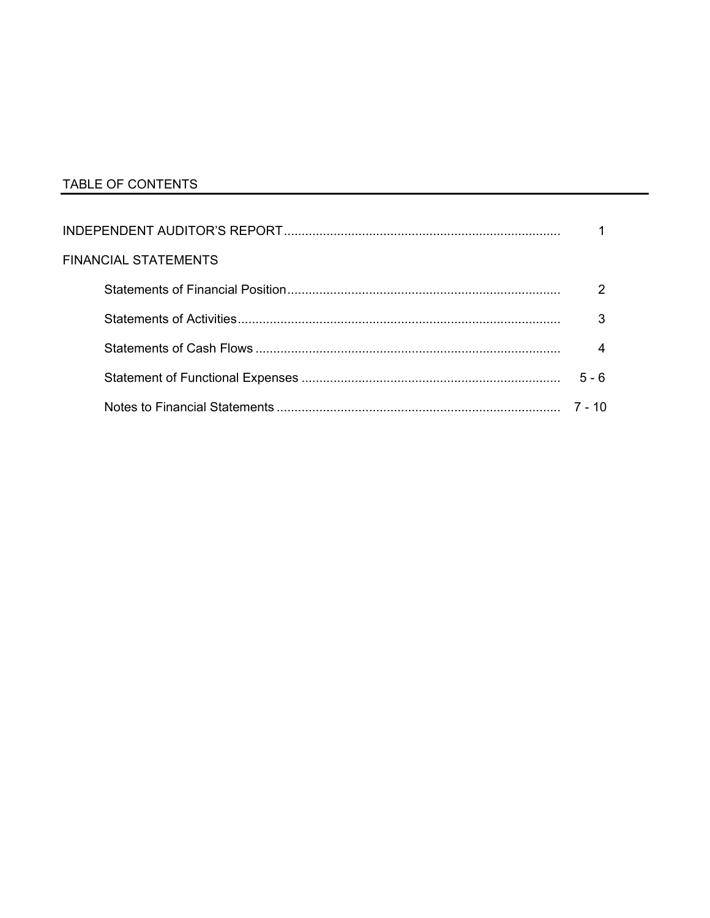## TABLE OF CONTENTS

| | |
|---|---|
| INDEPENDENT AUDITOR'S REPORT | 1 |
| FINANCIAL STATEMENTS | |
| Statements of Financial Position | 2 |
| Statements of Activities | 3 |
| Statements of Cash Flows | 4 |
| Statement of Functional Expenses | 5 - 6 |
| Notes to Financial Statements | 7 - 10 |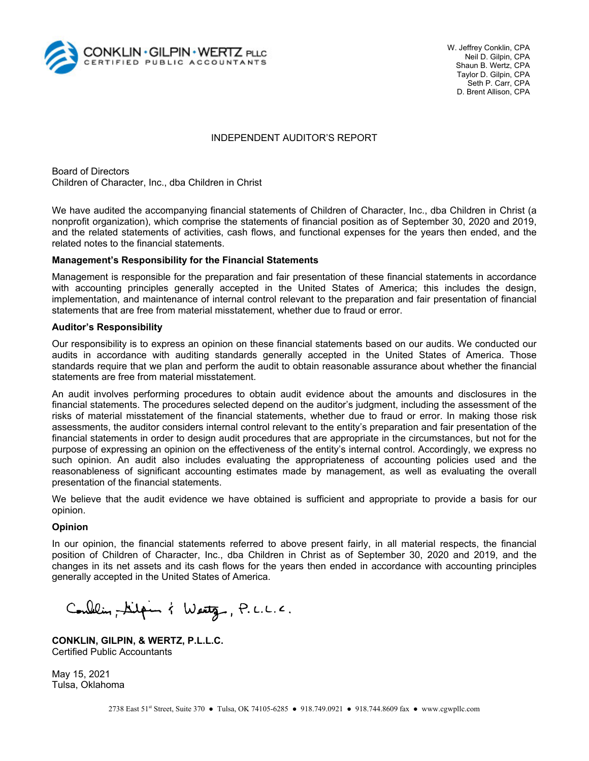**CONKLIN · GILPIN · WERTZ PLLC**
CERTIFIED PUBLIC ACCOUNTANTS

W. Jeffrey Conklin, CPA
Neil D. Gilpin, CPA
Shaun B. Wertz, CPA
Taylor D. Gilpin, CPA
Seth P. Carr, CPA
D. Brent Allison, CPA

# INDEPENDENT AUDITOR'S REPORT

Board of Directors
Children of Character, Inc., dba Children in Christ

We have audited the accompanying financial statements of Children of Character, Inc., dba Children in Christ (a nonprofit organization), which comprise the statements of financial position as of September 30, 2020 and 2019, and the related statements of activities, cash flows, and functional expenses for the years then ended, and the related notes to the financial statements.

**Management's Responsibility for the Financial Statements**

Management is responsible for the preparation and fair presentation of these financial statements in accordance with accounting principles generally accepted in the United States of America; this includes the design, implementation, and maintenance of internal control relevant to the preparation and fair presentation of financial statements that are free from material misstatement, whether due to fraud or error.

**Auditor's Responsibility**

Our responsibility is to express an opinion on these financial statements based on our audits. We conducted our audits in accordance with auditing standards generally accepted in the United States of America. Those standards require that we plan and perform the audit to obtain reasonable assurance about whether the financial statements are free from material misstatement.

An audit involves performing procedures to obtain audit evidence about the amounts and disclosures in the financial statements. The procedures selected depend on the auditor's judgment, including the assessment of the risks of material misstatement of the financial statements, whether due to fraud or error. In making those risk assessments, the auditor considers internal control relevant to the entity's preparation and fair presentation of the financial statements in order to design audit procedures that are appropriate in the circumstances, but not for the purpose of expressing an opinion on the effectiveness of the entity's internal control. Accordingly, we express no such opinion. An audit also includes evaluating the appropriateness of accounting policies used and the reasonableness of significant accounting estimates made by management, as well as evaluating the overall presentation of the financial statements.

We believe that the audit evidence we have obtained is sufficient and appropriate to provide a basis for our opinion.

**Opinion**

In our opinion, the financial statements referred to above present fairly, in all material respects, the financial position of Children of Character, Inc., dba Children in Christ as of September 30, 2020 and 2019, and the changes in its net assets and its cash flows for the years then ended in accordance with accounting principles generally accepted in the United States of America.

Conklin, Gilpin & Wertz, P.L.L.C.

**CONKLIN, GILPIN, & WERTZ, P.L.L.C.**
Certified Public Accountants

May 15, 2021
Tulsa, Oklahoma

2738 East 51st Street, Suite 370 ● Tulsa, OK 74105-6285 ● 918.749.0921 ● 918.744.8609 fax ● www.cgwpllc.com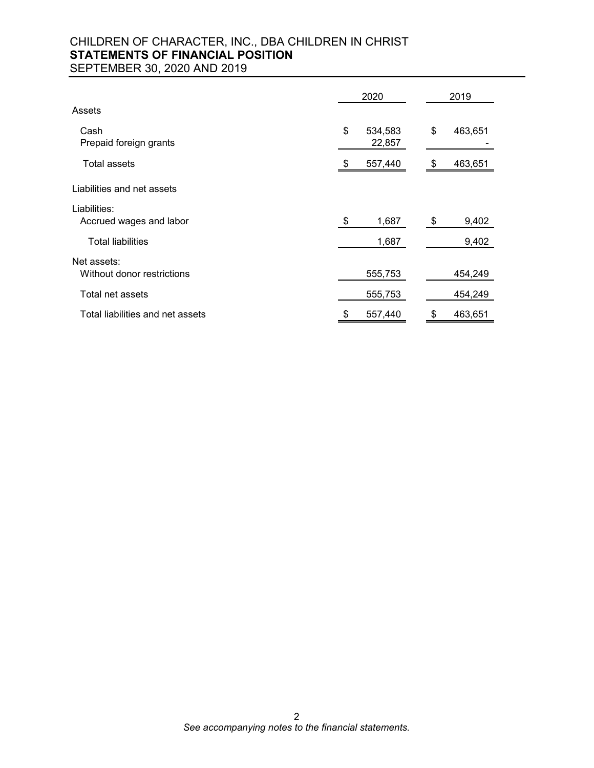# CHILDREN OF CHARACTER, INC., DBA CHILDREN IN CHRIST
## STATEMENTS OF FINANCIAL POSITION
SEPTEMBER 30, 2020 AND 2019

| | 2020 | 2019 |
|---|---|---|
| Assets | | |
| Cash | $ 534,583 | $ 463,651 |
| Prepaid foreign grants | 22,857 | - |
| Total assets | $ 557,440 | $ 463,651 |
| Liabilities and net assets | | |
| Liabilities: | | |
| Accrued wages and labor | $ 1,687 | $ 9,402 |
| Total liabilities | 1,687 | 9,402 |
| Net assets: | | |
| Without donor restrictions | 555,753 | 454,249 |
| Total net assets | 555,753 | 454,249 |
| Total liabilities and net assets | $ 557,440 | $ 463,651 |

*See accompanying notes to the financial statements.*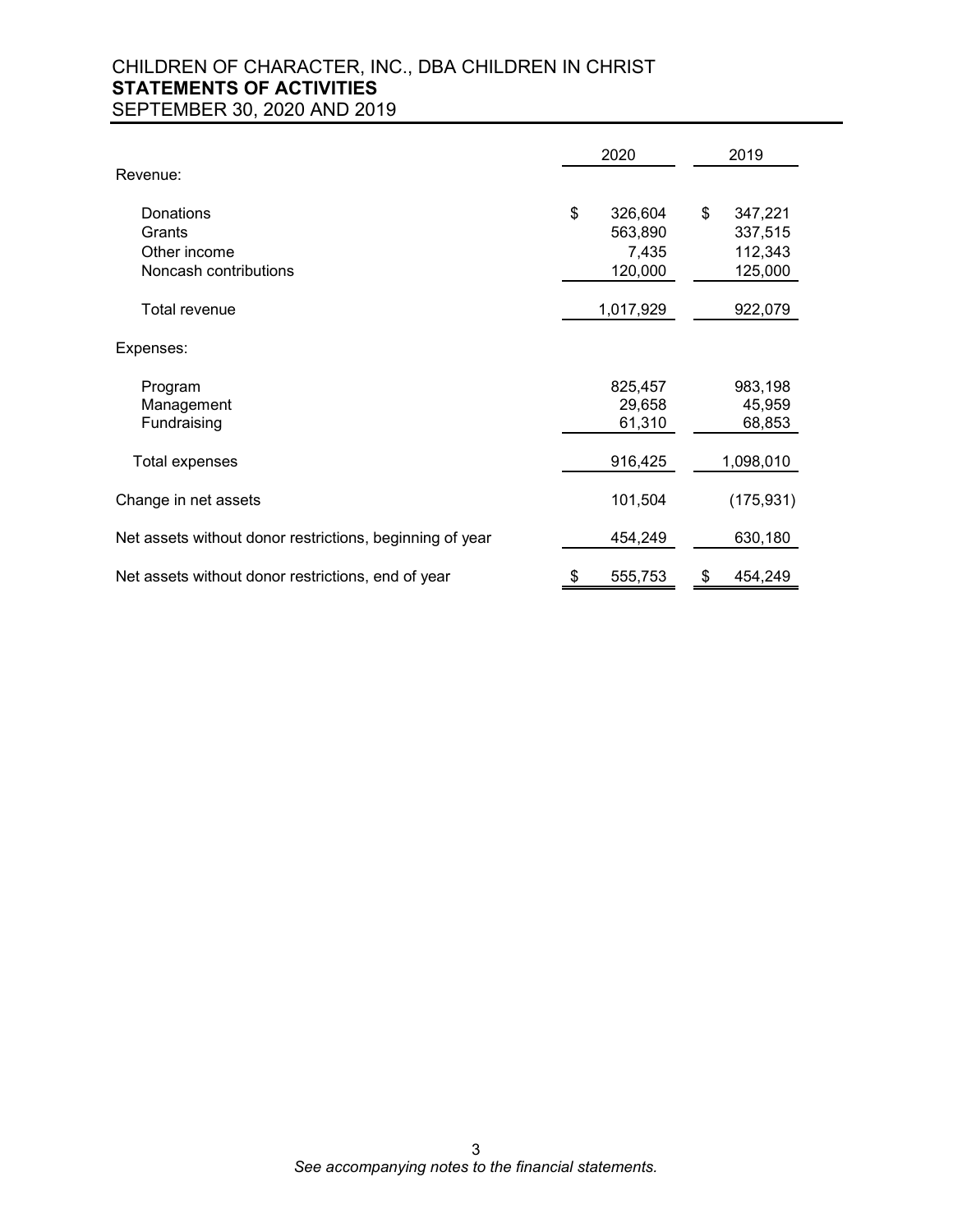# CHILDREN OF CHARACTER, INC., DBA CHILDREN IN CHRIST
## STATEMENTS OF ACTIVITIES
SEPTEMBER 30, 2020 AND 2019

| | 2020 | 2019 |
|---|---|---|
| Revenue: | | |
| Donations | $ 326,604 | $ 347,221 |
| Grants | 563,890 | 337,515 |
| Other income | 7,435 | 112,343 |
| Noncash contributions | 120,000 | 125,000 |
| Total revenue | 1,017,929 | 922,079 |
| Expenses: | | |
| Program | 825,457 | 983,198 |
| Management | 29,658 | 45,959 |
| Fundraising | 61,310 | 68,853 |
| Total expenses | 916,425 | 1,098,010 |
| Change in net assets | 101,504 | (175,931) |
| Net assets without donor restrictions, beginning of year | 454,249 | 630,180 |
| Net assets without donor restrictions, end of year | $ 555,753 | $ 454,249 |

*See accompanying notes to the financial statements.*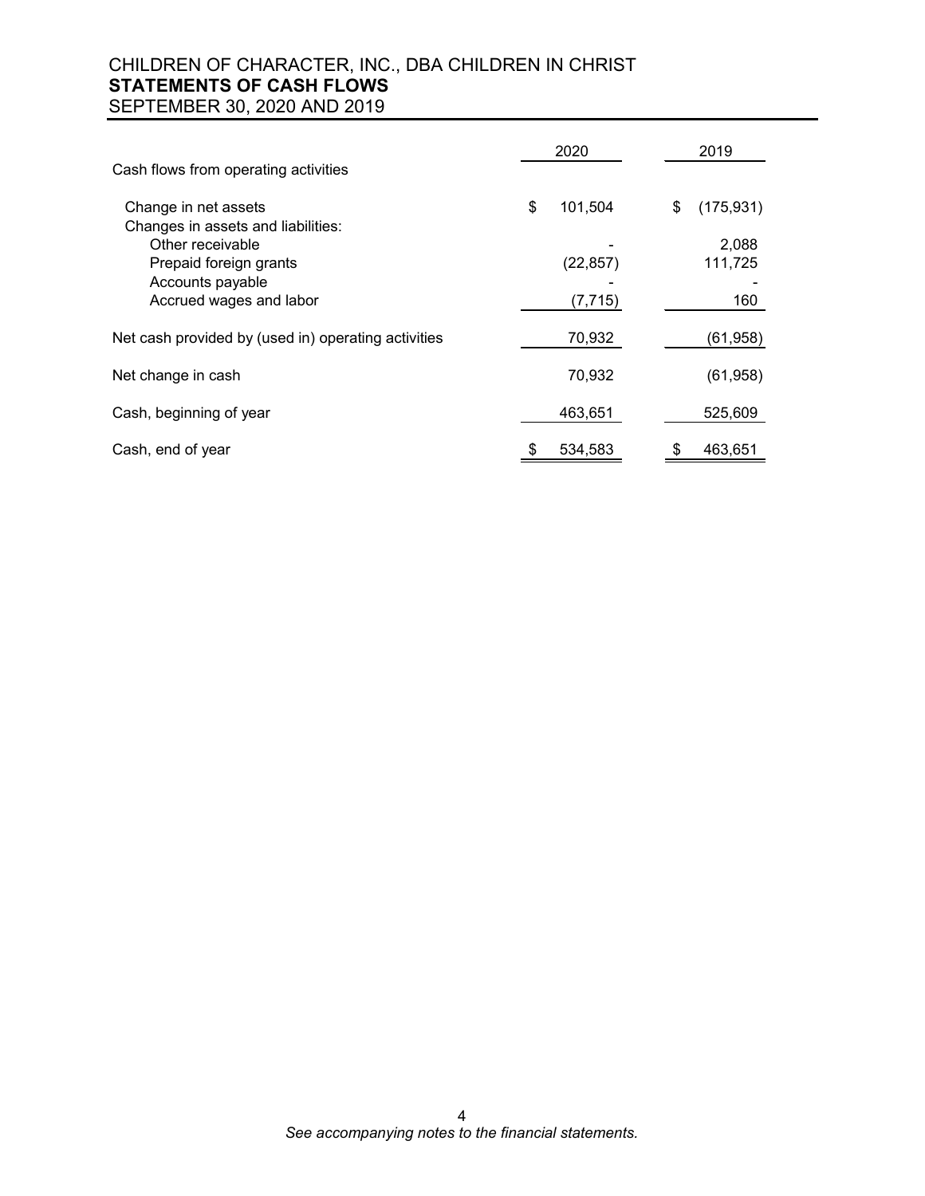CHILDREN OF CHARACTER, INC., DBA CHILDREN IN CHRIST
**STATEMENTS OF CASH FLOWS**
SEPTEMBER 30, 2020 AND 2019

| | 2020 | 2019 |
|---|---|---|
| Cash flows from operating activities | | |
| Change in net assets | $ 101,504 | $ (175,931) |
| Changes in assets and liabilities: | | |
| Other receivable | - | 2,088 |
| Prepaid foreign grants | (22,857) | 111,725 |
| Accounts payable | - | - |
| Accrued wages and labor | (7,715) | 160 |
| Net cash provided by (used in) operating activities | 70,932 | (61,958) |
| Net change in cash | 70,932 | (61,958) |
| Cash, beginning of year | 463,651 | 525,609 |
| Cash, end of year | $ 534,583 | $ 463,651 |

*See accompanying notes to the financial statements.*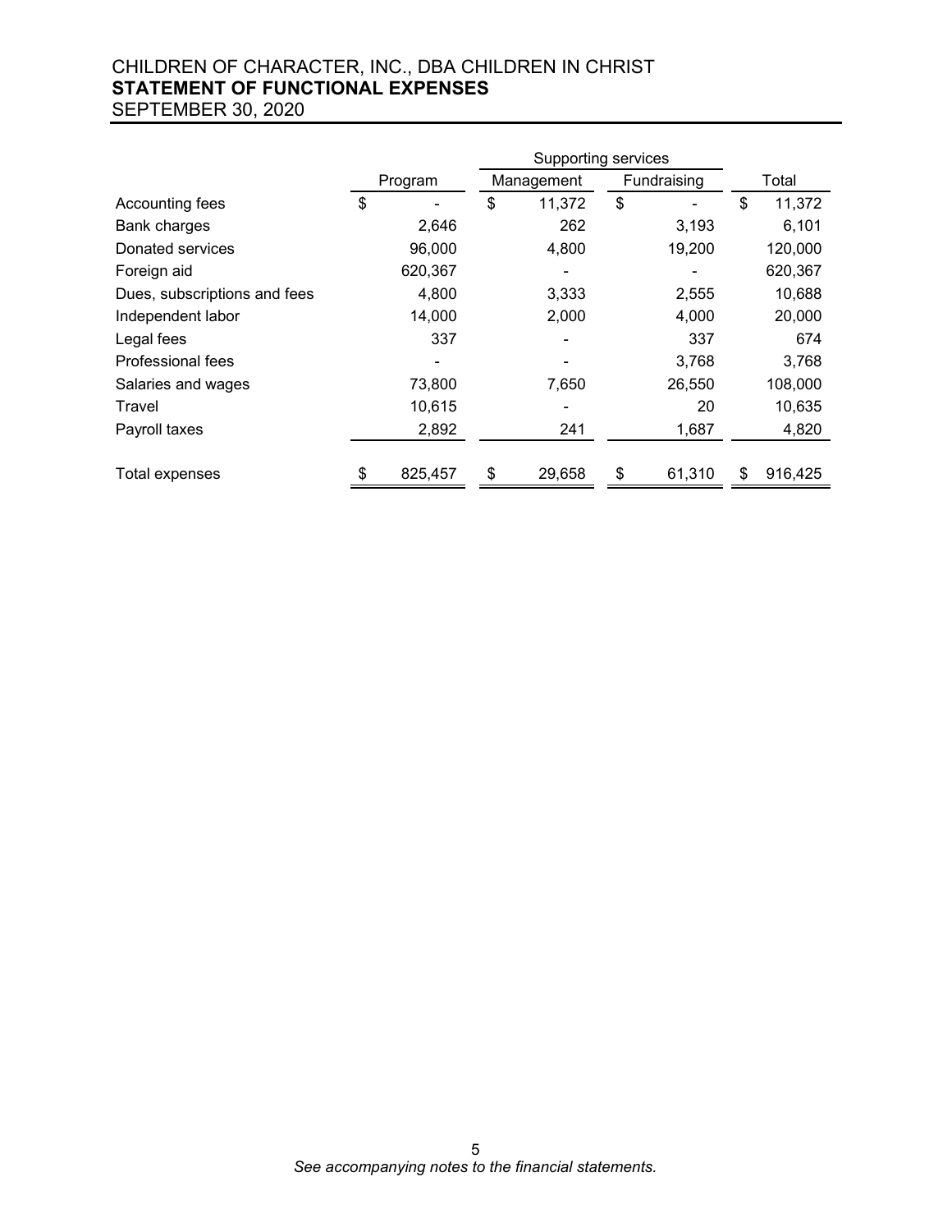# CHILDREN OF CHARACTER, INC., DBA CHILDREN IN CHRIST
## STATEMENT OF FUNCTIONAL EXPENSES
SEPTEMBER 30, 2020

| | | Supporting services | | |
|---|---|---|---|---|
| | Program | Management | Fundraising | Total |
| Accounting fees | $ - | $ 11,372 | $ - | $ 11,372 |
| Bank charges | 2,646 | 262 | 3,193 | 6,101 |
| Donated services | 96,000 | 4,800 | 19,200 | 120,000 |
| Foreign aid | 620,367 | - | - | 620,367 |
| Dues, subscriptions and fees | 4,800 | 3,333 | 2,555 | 10,688 |
| Independent labor | 14,000 | 2,000 | 4,000 | 20,000 |
| Legal fees | 337 | - | 337 | 674 |
| Professional fees | - | - | 3,768 | 3,768 |
| Salaries and wages | 73,800 | 7,650 | 26,550 | 108,000 |
| Travel | 10,615 | - | 20 | 10,635 |
| Payroll taxes | 2,892 | 241 | 1,687 | 4,820 |
| Total expenses | $ 825,457 | $ 29,658 | $ 61,310 | $ 916,425 |

*See accompanying notes to the financial statements.*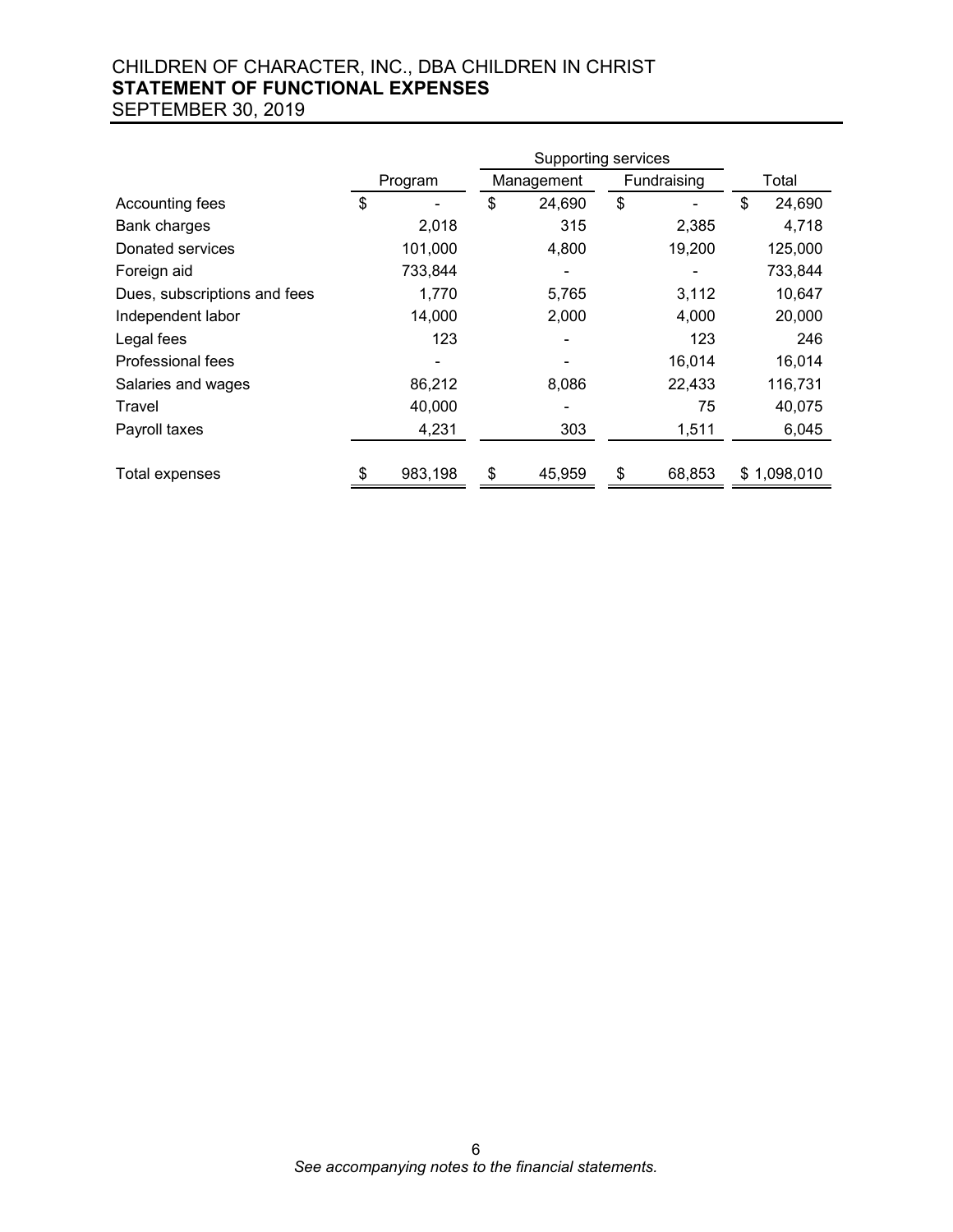CHILDREN OF CHARACTER, INC., DBA CHILDREN IN CHRIST
**STATEMENT OF FUNCTIONAL EXPENSES**
SEPTEMBER 30, 2019

| | | Supporting services | | |
|---|---|---|---|---|
| | Program | Management | Fundraising | Total |
| Accounting fees | $ - | $ 24,690 | $ - | $ 24,690 |
| Bank charges | 2,018 | 315 | 2,385 | 4,718 |
| Donated services | 101,000 | 4,800 | 19,200 | 125,000 |
| Foreign aid | 733,844 | - | - | 733,844 |
| Dues, subscriptions and fees | 1,770 | 5,765 | 3,112 | 10,647 |
| Independent labor | 14,000 | 2,000 | 4,000 | 20,000 |
| Legal fees | 123 | - | 123 | 246 |
| Professional fees | - | - | 16,014 | 16,014 |
| Salaries and wages | 86,212 | 8,086 | 22,433 | 116,731 |
| Travel | 40,000 | - | 75 | 40,075 |
| Payroll taxes | 4,231 | 303 | 1,511 | 6,045 |
| Total expenses | $ 983,198 | $ 45,959 | $ 68,853 | $ 1,098,010 |

*See accompanying notes to the financial statements.*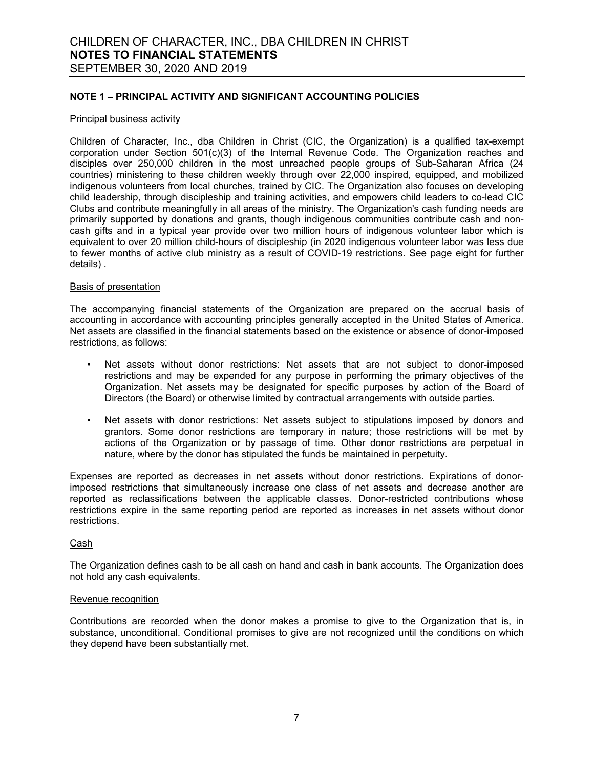# CHILDREN OF CHARACTER, INC., DBA CHILDREN IN CHRIST
## NOTES TO FINANCIAL STATEMENTS
SEPTEMBER 30, 2020 AND 2019

### NOTE 1 – PRINCIPAL ACTIVITY AND SIGNIFICANT ACCOUNTING POLICIES

Principal business activity

Children of Character, Inc., dba Children in Christ (CIC, the Organization) is a qualified tax-exempt corporation under Section 501(c)(3) of the Internal Revenue Code. The Organization reaches and disciples over 250,000 children in the most unreached people groups of Sub-Saharan Africa (24 countries) ministering to these children weekly through over 22,000 inspired, equipped, and mobilized indigenous volunteers from local churches, trained by CIC. The Organization also focuses on developing child leadership, through discipleship and training activities, and empowers child leaders to co-lead CIC Clubs and contribute meaningfully in all areas of the ministry. The Organization's cash funding needs are primarily supported by donations and grants, though indigenous communities contribute cash and non-cash gifts and in a typical year provide over two million hours of indigenous volunteer labor which is equivalent to over 20 million child-hours of discipleship (in 2020 indigenous volunteer labor was less due to fewer months of active club ministry as a result of COVID-19 restrictions. See page eight for further details) .

Basis of presentation

The accompanying financial statements of the Organization are prepared on the accrual basis of accounting in accordance with accounting principles generally accepted in the United States of America. Net assets are classified in the financial statements based on the existence or absence of donor-imposed restrictions, as follows:

- Net assets without donor restrictions: Net assets that are not subject to donor-imposed restrictions and may be expended for any purpose in performing the primary objectives of the Organization. Net assets may be designated for specific purposes by action of the Board of Directors (the Board) or otherwise limited by contractual arrangements with outside parties.

- Net assets with donor restrictions: Net assets subject to stipulations imposed by donors and grantors. Some donor restrictions are temporary in nature; those restrictions will be met by actions of the Organization or by passage of time. Other donor restrictions are perpetual in nature, where by the donor has stipulated the funds be maintained in perpetuity.

Expenses are reported as decreases in net assets without donor restrictions. Expirations of donor-imposed restrictions that simultaneously increase one class of net assets and decrease another are reported as reclassifications between the applicable classes. Donor-restricted contributions whose restrictions expire in the same reporting period are reported as increases in net assets without donor restrictions.

Cash

The Organization defines cash to be all cash on hand and cash in bank accounts. The Organization does not hold any cash equivalents.

Revenue recognition

Contributions are recorded when the donor makes a promise to give to the Organization that is, in substance, unconditional. Conditional promises to give are not recognized until the conditions on which they depend have been substantially met.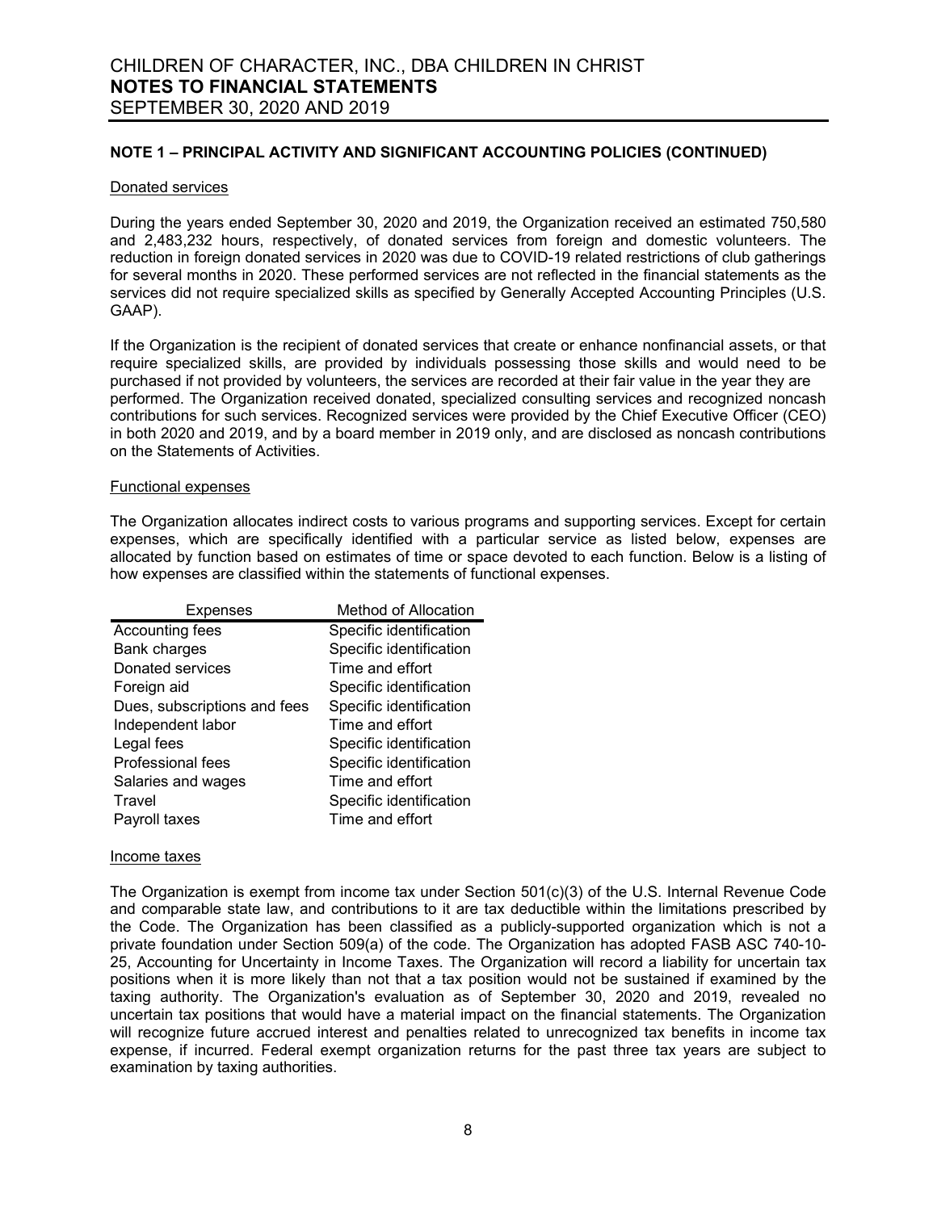## NOTE 1 – PRINCIPAL ACTIVITY AND SIGNIFICANT ACCOUNTING POLICIES (CONTINUED)

### Donated services

During the years ended September 30, 2020 and 2019, the Organization received an estimated 750,580 and 2,483,232 hours, respectively, of donated services from foreign and domestic volunteers. The reduction in foreign donated services in 2020 was due to COVID-19 related restrictions of club gatherings for several months in 2020. These performed services are not reflected in the financial statements as the services did not require specialized skills as specified by Generally Accepted Accounting Principles (U.S. GAAP).

If the Organization is the recipient of donated services that create or enhance nonfinancial assets, or that require specialized skills, are provided by individuals possessing those skills and would need to be purchased if not provided by volunteers, the services are recorded at their fair value in the year they are performed. The Organization received donated, specialized consulting services and recognized noncash contributions for such services. Recognized services were provided by the Chief Executive Officer (CEO) in both 2020 and 2019, and by a board member in 2019 only, and are disclosed as noncash contributions on the Statements of Activities.

### Functional expenses

The Organization allocates indirect costs to various programs and supporting services. Except for certain expenses, which are specifically identified with a particular service as listed below, expenses are allocated by function based on estimates of time or space devoted to each function. Below is a listing of how expenses are classified within the statements of functional expenses.

| Expenses | Method of Allocation |
|---|---|
| Accounting fees | Specific identification |
| Bank charges | Specific identification |
| Donated services | Time and effort |
| Foreign aid | Specific identification |
| Dues, subscriptions and fees | Specific identification |
| Independent labor | Time and effort |
| Legal fees | Specific identification |
| Professional fees | Specific identification |
| Salaries and wages | Time and effort |
| Travel | Specific identification |
| Payroll taxes | Time and effort |

### Income taxes

The Organization is exempt from income tax under Section 501(c)(3) of the U.S. Internal Revenue Code and comparable state law, and contributions to it are tax deductible within the limitations prescribed by the Code. The Organization has been classified as a publicly-supported organization which is not a private foundation under Section 509(a) of the code. The Organization has adopted FASB ASC 740-10-25, Accounting for Uncertainty in Income Taxes. The Organization will record a liability for uncertain tax positions when it is more likely than not that a tax position would not be sustained if examined by the taxing authority. The Organization's evaluation as of September 30, 2020 and 2019, revealed no uncertain tax positions that would have a material impact on the financial statements. The Organization will recognize future accrued interest and penalties related to unrecognized tax benefits in income tax expense, if incurred. Federal exempt organization returns for the past three tax years are subject to examination by taxing authorities.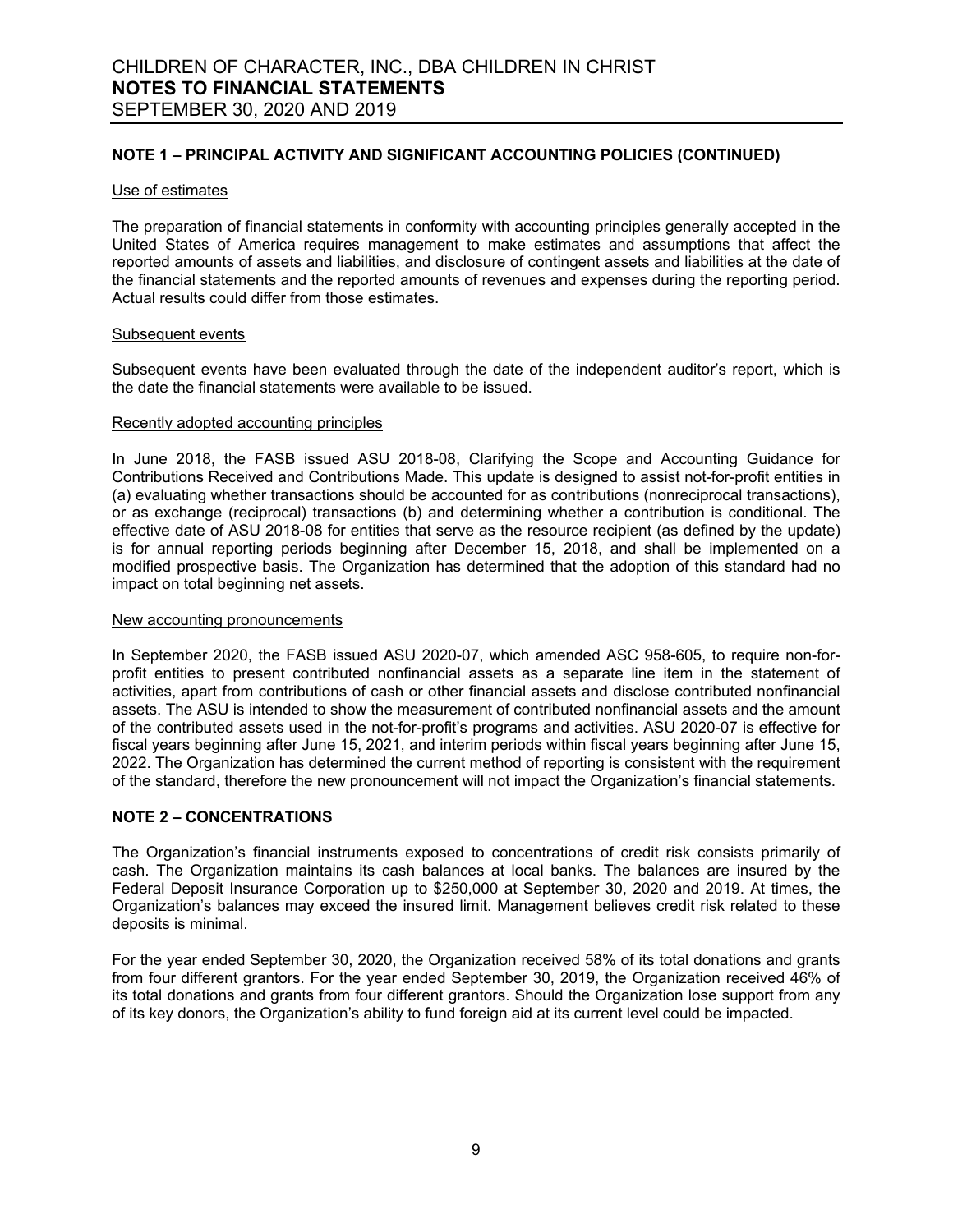## NOTE 1 – PRINCIPAL ACTIVITY AND SIGNIFICANT ACCOUNTING POLICIES (CONTINUED)

### Use of estimates

The preparation of financial statements in conformity with accounting principles generally accepted in the United States of America requires management to make estimates and assumptions that affect the reported amounts of assets and liabilities, and disclosure of contingent assets and liabilities at the date of the financial statements and the reported amounts of revenues and expenses during the reporting period. Actual results could differ from those estimates.

### Subsequent events

Subsequent events have been evaluated through the date of the independent auditor's report, which is the date the financial statements were available to be issued.

### Recently adopted accounting principles

In June 2018, the FASB issued ASU 2018-08, Clarifying the Scope and Accounting Guidance for Contributions Received and Contributions Made. This update is designed to assist not-for-profit entities in (a) evaluating whether transactions should be accounted for as contributions (nonreciprocal transactions), or as exchange (reciprocal) transactions (b) and determining whether a contribution is conditional. The effective date of ASU 2018-08 for entities that serve as the resource recipient (as defined by the update) is for annual reporting periods beginning after December 15, 2018, and shall be implemented on a modified prospective basis. The Organization has determined that the adoption of this standard had no impact on total beginning net assets.

### New accounting pronouncements

In September 2020, the FASB issued ASU 2020-07, which amended ASC 958-605, to require non-for-profit entities to present contributed nonfinancial assets as a separate line item in the statement of activities, apart from contributions of cash or other financial assets and disclose contributed nonfinancial assets. The ASU is intended to show the measurement of contributed nonfinancial assets and the amount of the contributed assets used in the not-for-profit's programs and activities. ASU 2020-07 is effective for fiscal years beginning after June 15, 2021, and interim periods within fiscal years beginning after June 15, 2022. The Organization has determined the current method of reporting is consistent with the requirement of the standard, therefore the new pronouncement will not impact the Organization's financial statements.

## NOTE 2 – CONCENTRATIONS

The Organization's financial instruments exposed to concentrations of credit risk consists primarily of cash. The Organization maintains its cash balances at local banks. The balances are insured by the Federal Deposit Insurance Corporation up to $250,000 at September 30, 2020 and 2019. At times, the Organization's balances may exceed the insured limit. Management believes credit risk related to these deposits is minimal.

For the year ended September 30, 2020, the Organization received 58% of its total donations and grants from four different grantors. For the year ended September 30, 2019, the Organization received 46% of its total donations and grants from four different grantors. Should the Organization lose support from any of its key donors, the Organization's ability to fund foreign aid at its current level could be impacted.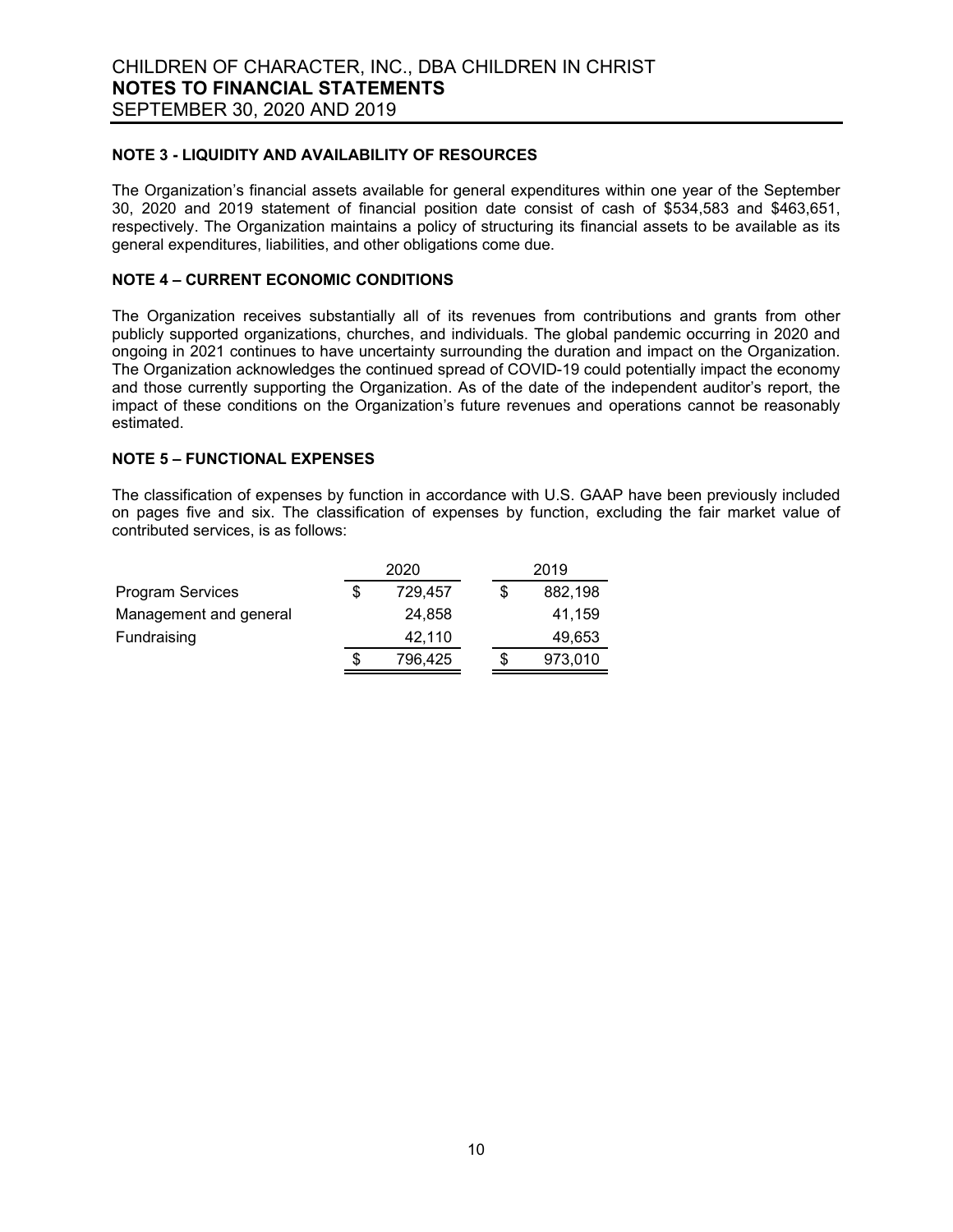CHILDREN OF CHARACTER, INC., DBA CHILDREN IN CHRIST
**NOTES TO FINANCIAL STATEMENTS**
SEPTEMBER 30, 2020 AND 2019

### NOTE 3 - LIQUIDITY AND AVAILABILITY OF RESOURCES

The Organization's financial assets available for general expenditures within one year of the September 30, 2020 and 2019 statement of financial position date consist of cash of $534,583 and $463,651, respectively. The Organization maintains a policy of structuring its financial assets to be available as its general expenditures, liabilities, and other obligations come due.

### NOTE 4 – CURRENT ECONOMIC CONDITIONS

The Organization receives substantially all of its revenues from contributions and grants from other publicly supported organizations, churches, and individuals. The global pandemic occurring in 2020 and ongoing in 2021 continues to have uncertainty surrounding the duration and impact on the Organization. The Organization acknowledges the continued spread of COVID-19 could potentially impact the economy and those currently supporting the Organization. As of the date of the independent auditor's report, the impact of these conditions on the Organization's future revenues and operations cannot be reasonably estimated.

### NOTE 5 – FUNCTIONAL EXPENSES

The classification of expenses by function in accordance with U.S. GAAP have been previously included on pages five and six. The classification of expenses by function, excluding the fair market value of contributed services, is as follows:

| | 2020 | 2019 |
|---|---|---|
| Program Services | $ 729,457 | $ 882,198 |
| Management and general | 24,858 | 41,159 |
| Fundraising | 42,110 | 49,653 |
| | $ 796,425 | $ 973,010 |